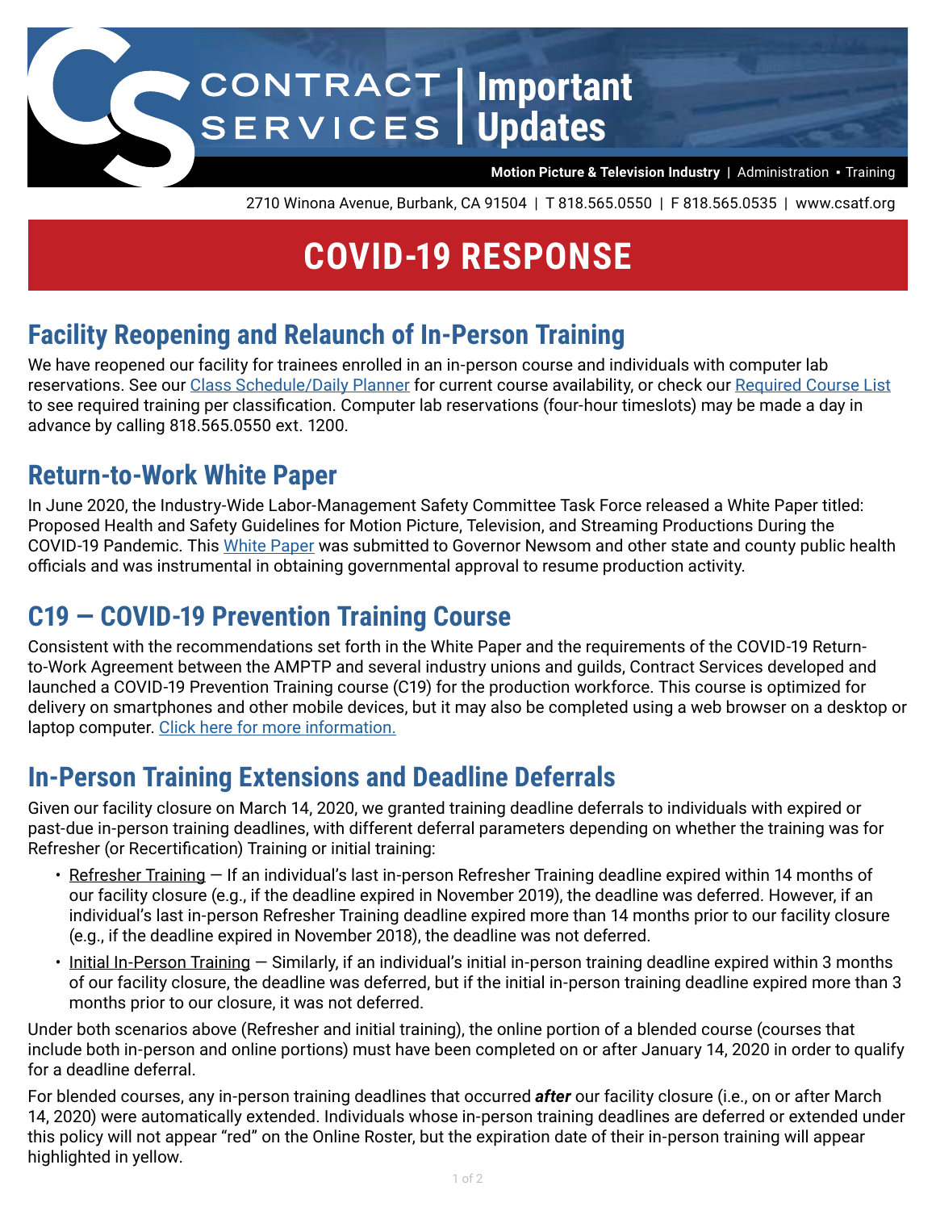CONTRACT SERVICES | Important Updates

**Motion Picture & Television Industry** | Administration ▪ Training

2710 Winona Avenue, Burbank, CA 91504 | T 818.565.0550 | F 818.565.0535 | www.csatf.org

# COVID-19 RESPONSE

## Facility Reopening and Relaunch of In-Person Training

We have reopened our facility for trainees enrolled in an in-person course and individuals with computer lab reservations. See our Class Schedule/Daily Planner for current course availability, or check our Required Course List to see required training per classification. Computer lab reservations (four-hour timeslots) may be made a day in advance by calling 818.565.0550 ext. 1200.

## Return-to-Work White Paper

In June 2020, the Industry-Wide Labor-Management Safety Committee Task Force released a White Paper titled: Proposed Health and Safety Guidelines for Motion Picture, Television, and Streaming Productions During the COVID-19 Pandemic. This White Paper was submitted to Governor Newsom and other state and county public health officials and was instrumental in obtaining governmental approval to resume production activity.

## C19 — COVID-19 Prevention Training Course

Consistent with the recommendations set forth in the White Paper and the requirements of the COVID-19 Return-to-Work Agreement between the AMPTP and several industry unions and guilds, Contract Services developed and launched a COVID-19 Prevention Training course (C19) for the production workforce. This course is optimized for delivery on smartphones and other mobile devices, but it may also be completed using a web browser on a desktop or laptop computer. Click here for more information.

## In-Person Training Extensions and Deadline Deferrals

Given our facility closure on March 14, 2020, we granted training deadline deferrals to individuals with expired or past-due in-person training deadlines, with different deferral parameters depending on whether the training was for Refresher (or Recertification) Training or initial training:

- Refresher Training — If an individual's last in-person Refresher Training deadline expired within 14 months of our facility closure (e.g., if the deadline expired in November 2019), the deadline was deferred. However, if an individual's last in-person Refresher Training deadline expired more than 14 months prior to our facility closure (e.g., if the deadline expired in November 2018), the deadline was not deferred.
- Initial In-Person Training — Similarly, if an individual's initial in-person training deadline expired within 3 months of our facility closure, the deadline was deferred, but if the initial in-person training deadline expired more than 3 months prior to our closure, it was not deferred.

Under both scenarios above (Refresher and initial training), the online portion of a blended course (courses that include both in-person and online portions) must have been completed on or after January 14, 2020 in order to qualify for a deadline deferral.

For blended courses, any in-person training deadlines that occurred ***after*** our facility closure (i.e., on or after March 14, 2020) were automatically extended. Individuals whose in-person training deadlines are deferred or extended under this policy will not appear "red" on the Online Roster, but the expiration date of their in-person training will appear highlighted in yellow.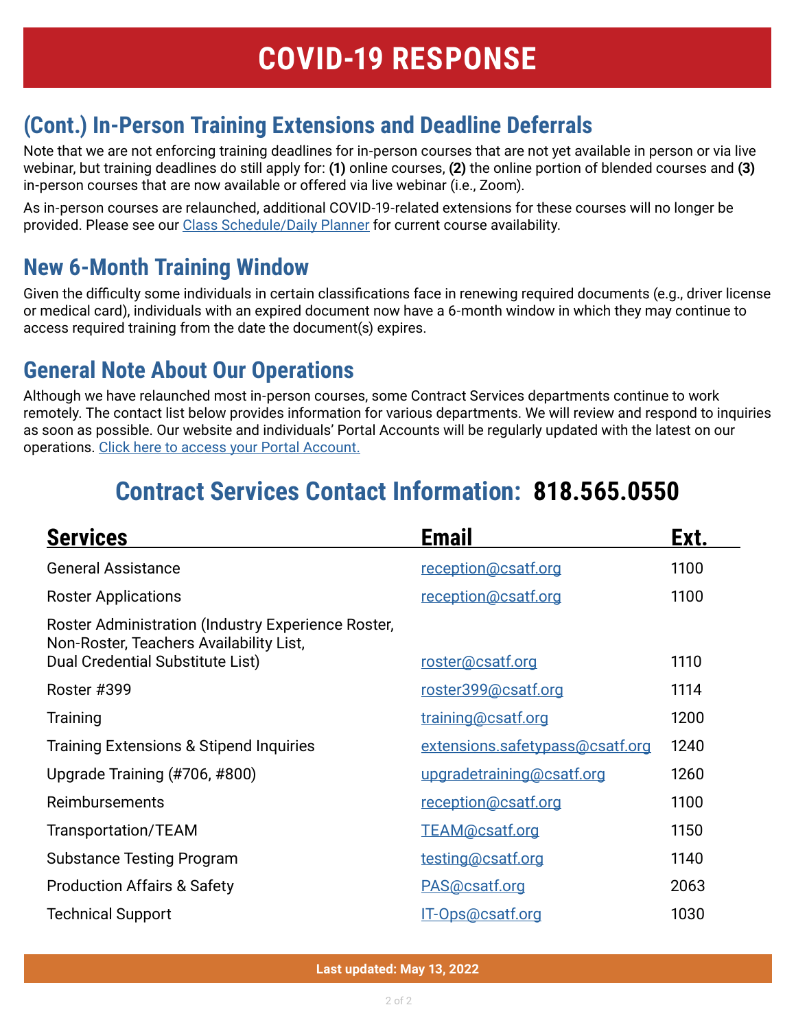# COVID-19 RESPONSE

## (Cont.) In-Person Training Extensions and Deadline Deferrals

Note that we are not enforcing training deadlines for in-person courses that are not yet available in person or via live webinar, but training deadlines do still apply for: **(1)** online courses, **(2)** the online portion of blended courses and **(3)** in-person courses that are now available or offered via live webinar (i.e., Zoom).

As in-person courses are relaunched, additional COVID-19-related extensions for these courses will no longer be provided. Please see our Class Schedule/Daily Planner for current course availability.

## New 6-Month Training Window

Given the difficulty some individuals in certain classifications face in renewing required documents (e.g., driver license or medical card), individuals with an expired document now have a 6-month window in which they may continue to access required training from the date the document(s) expires.

## General Note About Our Operations

Although we have relaunched most in-person courses, some Contract Services departments continue to work remotely. The contact list below provides information for various departments. We will review and respond to inquiries as soon as possible. Our website and individuals' Portal Accounts will be regularly updated with the latest on our operations. Click here to access your Portal Account.

## Contract Services Contact Information: 818.565.0550

| Services | Email | Ext. |
|---|---|---|
| General Assistance | reception@csatf.org | 1100 |
| Roster Applications | reception@csatf.org | 1100 |
| Roster Administration (Industry Experience Roster, Non-Roster, Teachers Availability List, Dual Credential Substitute List) | roster@csatf.org | 1110 |
| Roster #399 | roster399@csatf.org | 1114 |
| Training | training@csatf.org | 1200 |
| Training Extensions & Stipend Inquiries | extensions.safetypass@csatf.org | 1240 |
| Upgrade Training (#706, #800) | upgradetraining@csatf.org | 1260 |
| Reimbursements | reception@csatf.org | 1100 |
| Transportation/TEAM | TEAM@csatf.org | 1150 |
| Substance Testing Program | testing@csatf.org | 1140 |
| Production Affairs & Safety | PAS@csatf.org | 2063 |
| Technical Support | IT-Ops@csatf.org | 1030 |

**Last updated: May 13, 2022**